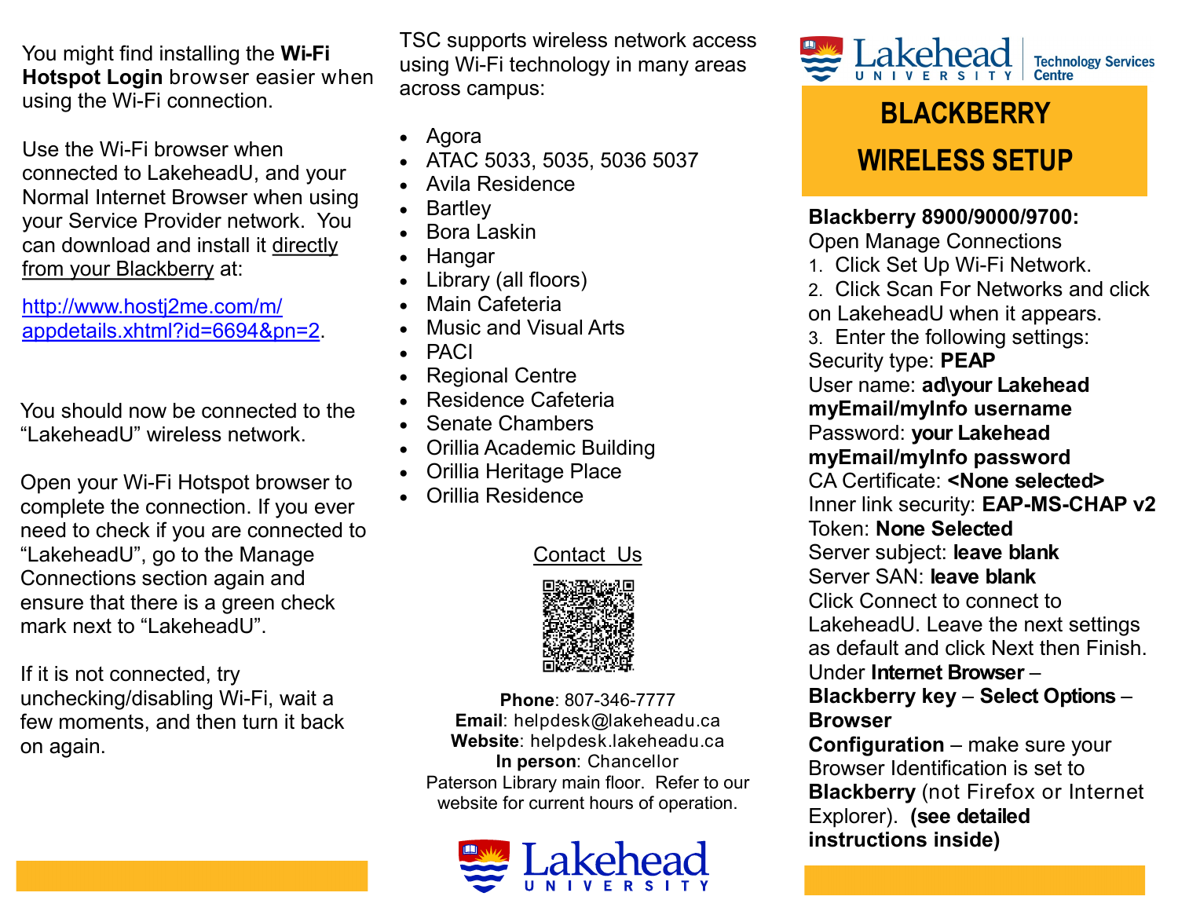You might find installing the **Wi-Fi Hotspot Login** browser easier when using the Wi-Fi connection.

Use the Wi-Fi browser when connected to LakeheadU, and your Normal Internet Browser when using your Service Provider network. You can download and install it directly from your Blackberry at:

http://www.hostj2me.com/m/appdetails.xhtml?id=6694&pn=2.

You should now be connected to the "LakeheadU" wireless network.

Open your Wi-Fi Hotspot browser to complete the connection. If you ever need to check if you are connected to "LakeheadU", go to the Manage Connections section again and ensure that there is a green check mark next to "LakeheadU".

If it is not connected, try unchecking/disabling Wi-Fi, wait a few moments, and then turn it back on again.

TSC supports wireless network access using Wi-Fi technology in many areas across campus:

- Agora
- ATAC 5033, 5035, 5036 5037
- Avila Residence
- Bartley
- Bora Laskin
- Hangar
- Library (all floors)
- Main Cafeteria
- Music and Visual Arts
- PACI
- Regional Centre
- Residence Cafeteria
- Senate Chambers
- Orillia Academic Building
- Orillia Heritage Place
- Orillia Residence

## Contact Us

**Phone**: 807-346-7777
**Email**: helpdesk@lakeheadu.ca
**Website**: helpdesk.lakeheadu.ca
**In person**: Chancellor Paterson Library main floor. Refer to our website for current hours of operation.

Lakehead University

Lakehead University — Technology Services Centre

# BLACKBERRY WIRELESS SETUP

**Blackberry 8900/9000/9700:**
Open Manage Connections

1. Click Set Up Wi-Fi Network.
2. Click Scan For Networks and click on LakeheadU when it appears.
3. Enter the following settings:

Security type: **PEAP**
User name: **ad\your Lakehead myEmail/myInfo username**
Password: **your Lakehead myEmail/myInfo password**
CA Certificate: **<None selected>**
Inner link security: **EAP-MS-CHAP v2**
Token: **None Selected**
Server subject: **leave blank**
Server SAN: **leave blank**
Click Connect to connect to LakeheadU. Leave the next settings as default and click Next then Finish.
Under **Internet Browser** – **Blackberry key** – **Select Options** – **Browser Configuration** – make sure your Browser Identification is set to **Blackberry** (not Firefox or Internet Explorer). **(see detailed instructions inside)**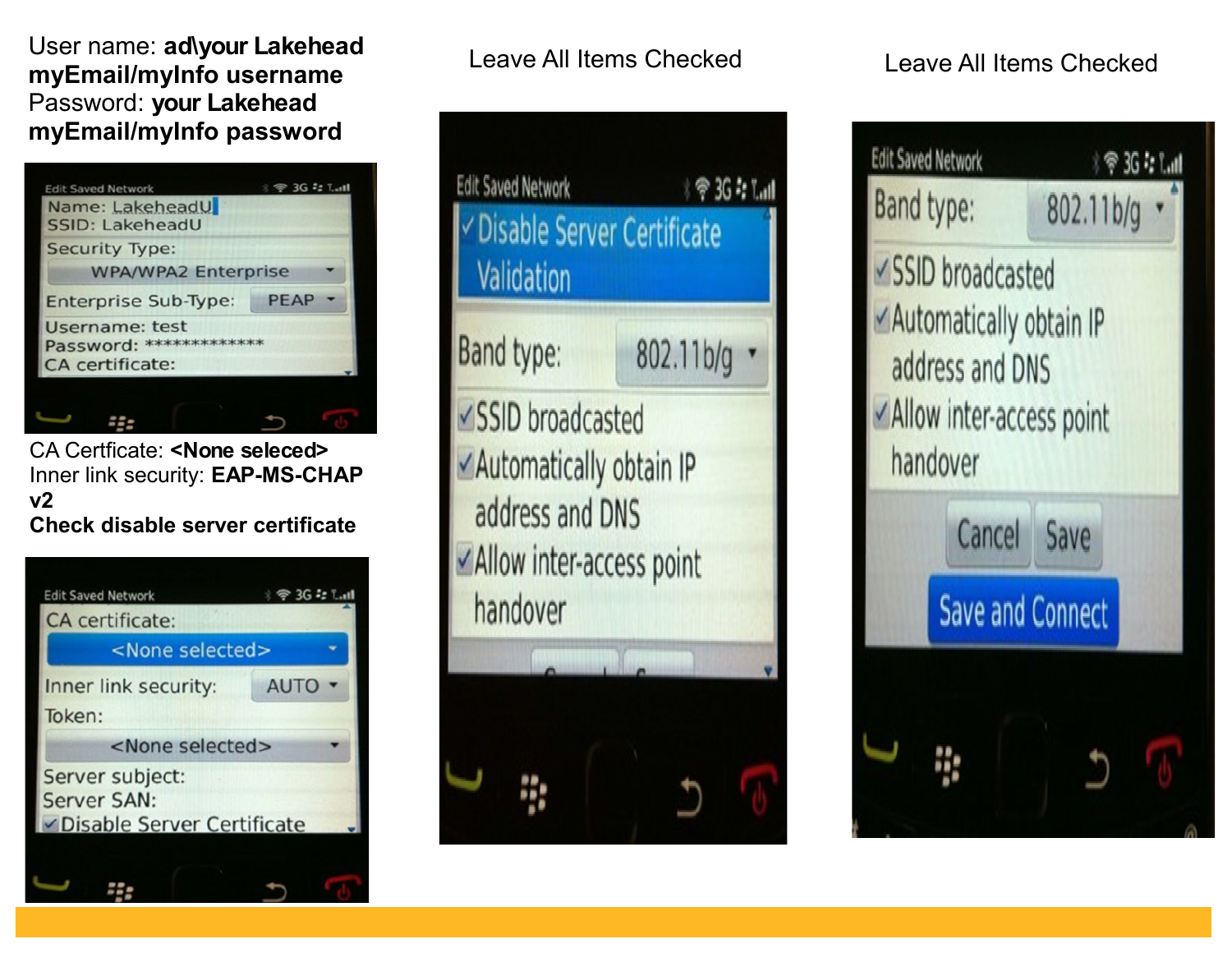User name: **ad\your Lakehead myEmail/myInfo username**
Password: **your Lakehead myEmail/myInfo password**

CA Certficate: **<None seleced>**
Inner link security: **EAP-MS-CHAP v2**
**Check disable server certificate**

Leave All Items Checked

Leave All Items Checked